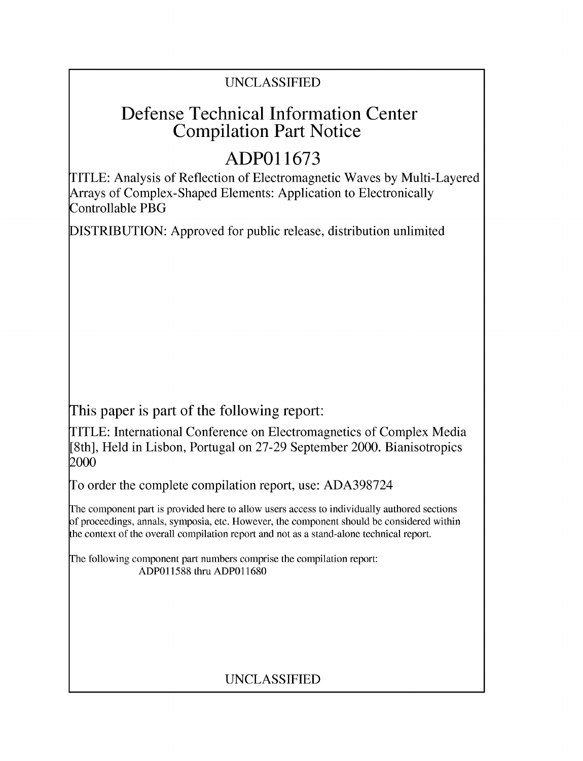UNCLASSIFIED

# Defense Technical Information Center Compilation Part Notice

# ADP011673

TITLE: Analysis of Reflection of Electromagnetic Waves by Multi-Layered Arrays of Complex-Shaped Elements: Application to Electronically Controllable PBG

DISTRIBUTION: Approved for public release, distribution unlimited

This paper is part of the following report:

TITLE: International Conference on Electromagnetics of Complex Media [8th], Held in Lisbon, Portugal on 27-29 September 2000. Bianisotropics 2000

To order the complete compilation report, use: ADA398724

The component part is provided here to allow users access to individually authored sections of proceedings, annals, symposia, etc. However, the component should be considered within the context of the overall compilation report and not as a stand-alone technical report.

The following component part numbers comprise the compilation report:
ADP011588 thru ADP011680

UNCLASSIFIED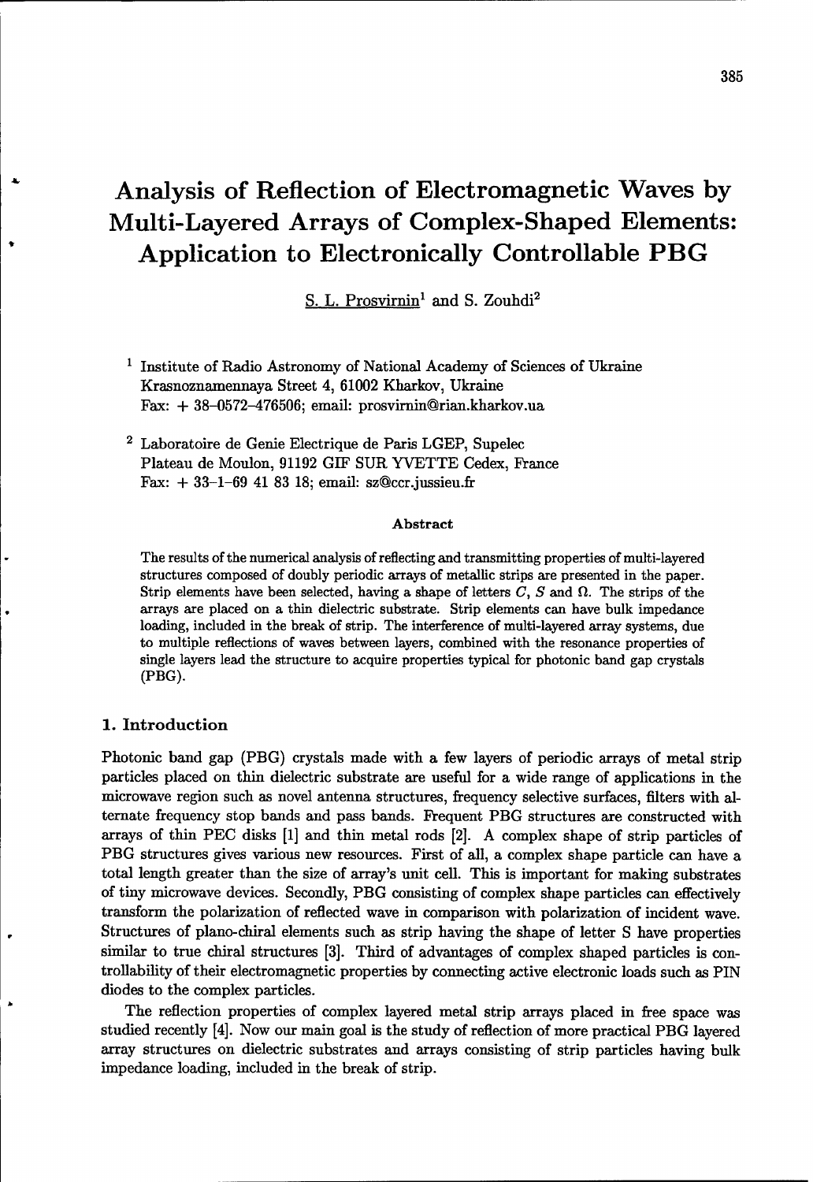# Analysis of Reflection of Electromagnetic Waves by Multi-Layered Arrays of Complex-Shaped Elements: Application to Electronically Controllable PBG

S. L. Prosvirnin[1] and S. Zouhdi[2]

[1] Institute of Radio Astronomy of National Academy of Sciences of Ukraine
Krasnoznamennaya Street 4, 61002 Kharkov, Ukraine
Fax: + 38–0572–476506; email: prosvirnin@rian.kharkov.ua

[2] Laboratoire de Genie Electrique de Paris LGEP, Supelec
Plateau de Moulon, 91192 GIF SUR YVETTE Cedex, France
Fax: + 33–1–69 41 83 18; email: sz@ccr.jussieu.fr

### Abstract

The results of the numerical analysis of reflecting and transmitting properties of multi-layered structures composed of doubly periodic arrays of metallic strips are presented in the paper. Strip elements have been selected, having a shape of letters $C$, $S$ and $\Omega$. The strips of the arrays are placed on a thin dielectric substrate. Strip elements can have bulk impedance loading, included in the break of strip. The interference of multi-layered array systems, due to multiple reflections of waves between layers, combined with the resonance properties of single layers lead the structure to acquire properties typical for photonic band gap crystals (PBG).

## 1. Introduction

Photonic band gap (PBG) crystals made with a few layers of periodic arrays of metal strip particles placed on thin dielectric substrate are useful for a wide range of applications in the microwave region such as novel antenna structures, frequency selective surfaces, filters with alternate frequency stop bands and pass bands. Frequent PBG structures are constructed with arrays of thin PEC disks [1] and thin metal rods [2]. A complex shape of strip particles of PBG structures gives various new resources. First of all, a complex shape particle can have a total length greater than the size of array's unit cell. This is important for making substrates of tiny microwave devices. Secondly, PBG consisting of complex shape particles can effectively transform the polarization of reflected wave in comparison with polarization of incident wave. Structures of plano-chiral elements such as strip having the shape of letter S have properties similar to true chiral structures [3]. Third of advantages of complex shaped particles is controllability of their electromagnetic properties by connecting active electronic loads such as PIN diodes to the complex particles.

The reflection properties of complex layered metal strip arrays placed in free space was studied recently [4]. Now our main goal is the study of reflection of more practical PBG layered array structures on dielectric substrates and arrays consisting of strip particles having bulk impedance loading, included in the break of strip.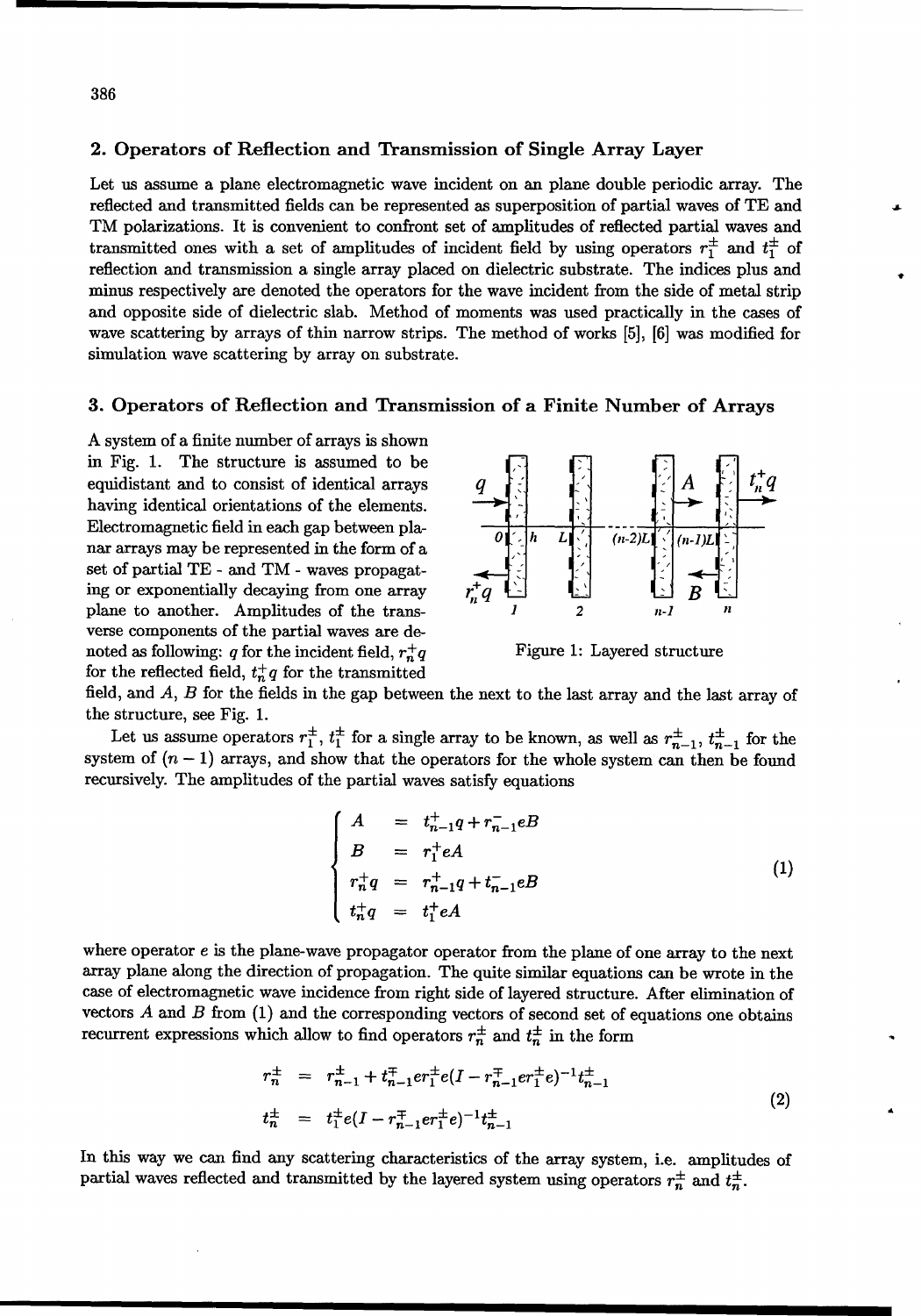## 2. Operators of Reflection and Transmission of Single Array Layer

Let us assume a plane electromagnetic wave incident on an plane double periodic array. The reflected and transmitted fields can be represented as superposition of partial waves of TE and TM polarizations. It is convenient to confront set of amplitudes of reflected partial waves and transmitted ones with a set of amplitudes of incident field by using operators $r_1^{\pm}$ and $t_1^{\pm}$ of reflection and transmission a single array placed on dielectric substrate. The indices plus and minus respectively are denoted the operators for the wave incident from the side of metal strip and opposite side of dielectric slab. Method of moments was used practically in the cases of wave scattering by arrays of thin narrow strips. The method of works [5], [6] was modified for simulation wave scattering by array on substrate.

## 3. Operators of Reflection and Transmission of a Finite Number of Arrays

A system of a finite number of arrays is shown in Fig. 1. The structure is assumed to be equidistant and to consist of identical arrays having identical orientations of the elements. Electromagnetic field in each gap between planar arrays may be represented in the form of a set of partial TE - and TM - waves propagating or exponentially decaying from one array plane to another. Amplitudes of the transverse components of the partial waves are denoted as following: $q$ for the incident field, $r_n^+ q$ for the reflected field, $t_n^+ q$ for the transmitted field, and $A$, $B$ for the fields in the gap between the next to the last array and the last array of the structure, see Fig. 1.

Figure 1: Layered structure

Let us assume operators $r_1^{\pm}$, $t_1^{\pm}$ for a single array to be known, as well as $r_{n-1}^{\pm}$, $t_{n-1}^{\pm}$ for the system of $(n-1)$ arrays, and show that the operators for the whole system can then be found recursively. The amplitudes of the partial waves satisfy equations

$$\begin{cases} A &= t_{n-1}^+ q + r_{n-1}^- eB \\ B &= r_1^+ eA \\ r_n^+ q &= r_{n-1}^+ q + t_{n-1}^- eB \\ t_n^+ q &= t_1^+ eA \end{cases} \tag{1}$$

where operator $e$ is the plane-wave propagator operator from the plane of one array to the next array plane along the direction of propagation. The quite similar equations can be wrote in the case of electromagnetic wave incidence from right side of layered structure. After elimination of vectors $A$ and $B$ from (1) and the corresponding vectors of second set of equations one obtains recurrent expressions which allow to find operators $r_n^{\pm}$ and $t_n^{\pm}$ in the form

$$\begin{aligned} r_n^{\pm} &= r_{n-1}^{\pm} + t_{n-1}^{\mp} e r_1^{\pm} e (I - r_{n-1}^{\mp} e r_1^{\pm} e)^{-1} t_{n-1}^{\pm} \\ t_n^{\pm} &= t_1^{\pm} e (I - r_{n-1}^{\mp} e r_1^{\pm} e)^{-1} t_{n-1}^{\pm} \end{aligned} \tag{2}$$

In this way we can find any scattering characteristics of the array system, i.e. amplitudes of partial waves reflected and transmitted by the layered system using operators $r_n^{\pm}$ and $t_n^{\pm}$.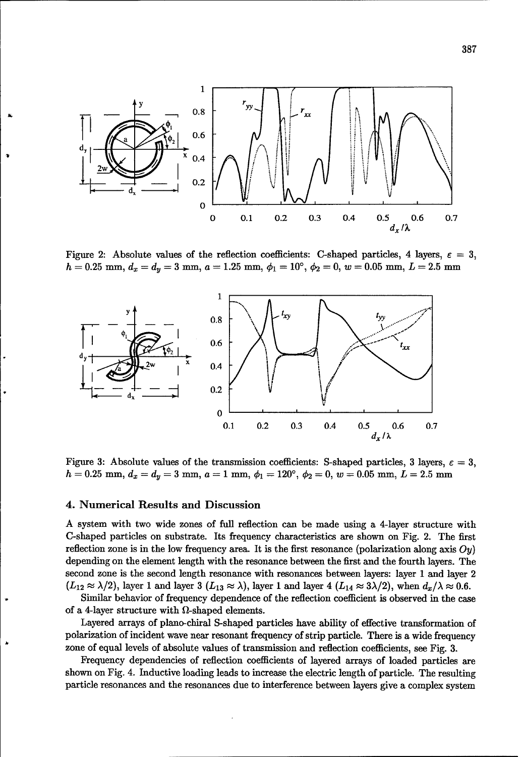Figure 2: Absolute values of the reflection coefficients: C-shaped particles, 4 layers, $\varepsilon = 3$, $h = 0.25$ mm, $d_x = d_y = 3$ mm, $a = 1.25$ mm, $\phi_1 = 10°$, $\phi_2 = 0$, $w = 0.05$ mm, $L = 2.5$ mm

Figure 3: Absolute values of the transmission coefficients: S-shaped particles, 3 layers, $\varepsilon = 3$, $h = 0.25$ mm, $d_x = d_y = 3$ mm, $a = 1$ mm, $\phi_1 = 120°$, $\phi_2 = 0$, $w = 0.05$ mm, $L = 2.5$ mm

## 4. Numerical Results and Discussion

A system with two wide zones of full reflection can be made using a 4-layer structure with C-shaped particles on substrate. Its frequency characteristics are shown on Fig. 2. The first reflection zone is in the low frequency area. It is the first resonance (polarization along axis $Oy$) depending on the element length with the resonance between the first and the fourth layers. The second zone is the second length resonance with resonances between layers: layer 1 and layer 2 ($L_{12} \approx \lambda/2$), layer 1 and layer 3 ($L_{13} \approx \lambda$), layer 1 and layer 4 ($L_{14} \approx 3\lambda/2$), when $d_x/\lambda \approx 0.6$.

Similar behavior of frequency dependence of the reflection coefficient is observed in the case of a 4-layer structure with $\Omega$-shaped elements.

Layered arrays of plano-chiral S-shaped particles have ability of effective transformation of polarization of incident wave near resonant frequency of strip particle. There is a wide frequency zone of equal levels of absolute values of transmission and reflection coefficients, see Fig. 3.

Frequency dependencies of reflection coefficients of layered arrays of loaded particles are shown on Fig. 4. Inductive loading leads to increase the electric length of particle. The resulting particle resonances and the resonances due to interference between layers give a complex system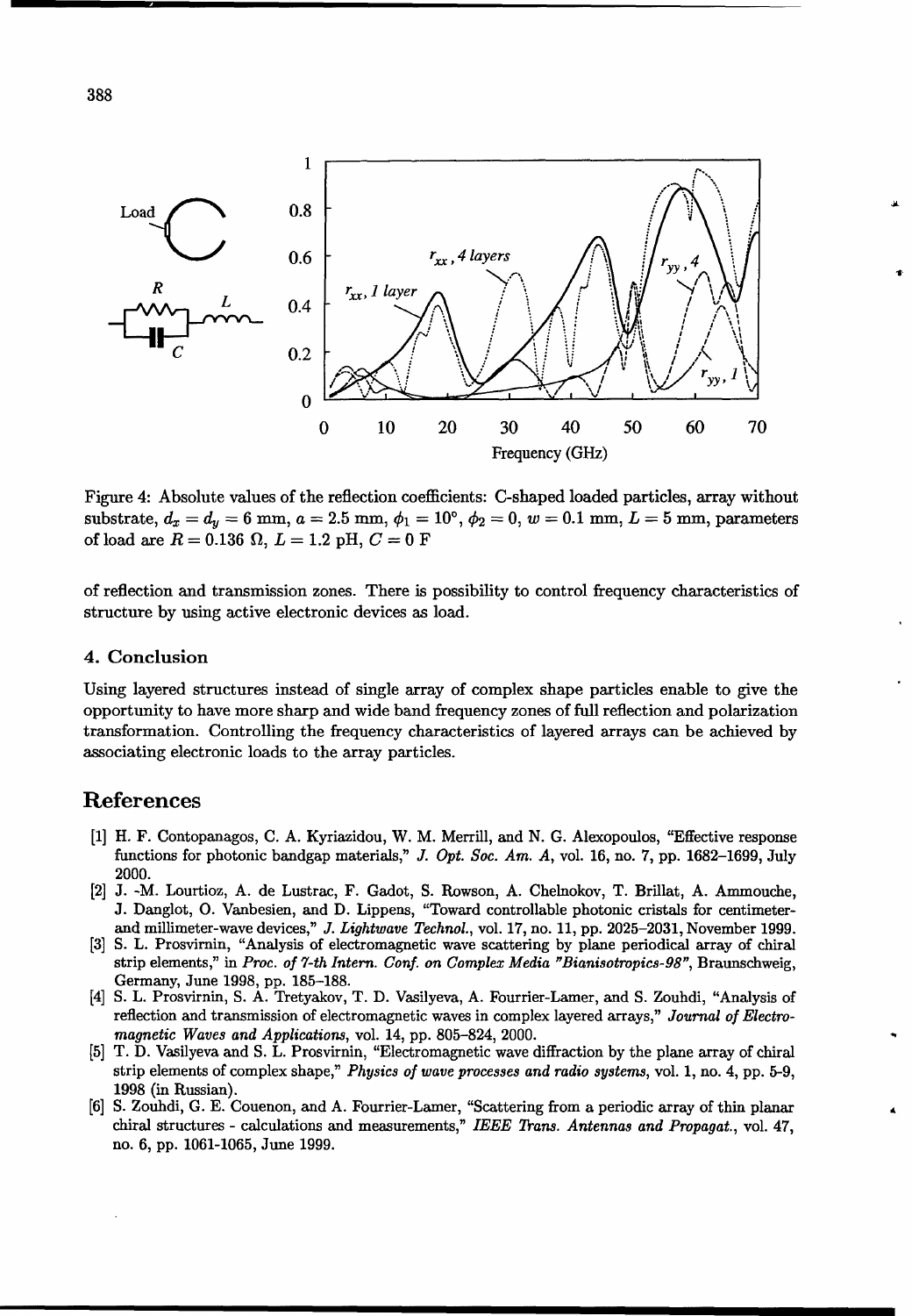Load

$R$

$L$

$C$

1

0.8

0.6

0.4

0.2

0

0 10 20 30 40 50 60 70

Frequency (GHz)

$r_{xx}$, 4 layers

$r_{xx}$, 1 layer

$r_{yy}$, 4

$r_{yy}$, 1

Figure 4: Absolute values of the reflection coefficients: C-shaped loaded particles, array without substrate, $d_x = d_y = 6$ mm, $a = 2.5$ mm, $\phi_1 = 10°$, $\phi_2 = 0$, $w = 0.1$ mm, $L = 5$ mm, parameters of load are $R = 0.136\ \Omega$, $L = 1.2$ pH, $C = 0$ F

of reflection and transmission zones. There is possibility to control frequency characteristics of structure by using active electronic devices as load.

### 4. Conclusion

Using layered structures instead of single array of complex shape particles enable to give the opportunity to have more sharp and wide band frequency zones of full reflection and polarization transformation. Controlling the frequency characteristics of layered arrays can be achieved by associating electronic loads to the array particles.

## References

[1] H. F. Contopanagos, C. A. Kyriazidou, W. M. Merrill, and N. G. Alexopoulos, "Effective response functions for photonic bandgap materials," *J. Opt. Soc. Am. A*, vol. 16, no. 7, pp. 1682–1699, July 2000.

[2] J. -M. Lourtioz, A. de Lustrac, F. Gadot, S. Rowson, A. Chelnokov, T. Brillat, A. Ammouche, J. Danglot, O. Vanbesien, and D. Lippens, "Toward controllable photonic cristals for centimeter- and millimeter-wave devices," *J. Lightwave Technol.*, vol. 17, no. 11, pp. 2025–2031, November 1999.

[3] S. L. Prosvirnin, "Analysis of electromagnetic wave scattering by plane periodical array of chiral strip elements," in *Proc. of 7-th Intern. Conf. on Complex Media "Bianisotropics-98"*, Braunschweig, Germany, June 1998, pp. 185–188.

[4] S. L. Prosvirnin, S. A. Tretyakov, T. D. Vasilyeva, A. Fourrier-Lamer, and S. Zouhdi, "Analysis of reflection and transmission of electromagnetic waves in complex layered arrays," *Journal of Electromagnetic Waves and Applications*, vol. 14, pp. 805–824, 2000.

[5] T. D. Vasilyeva and S. L. Prosvirnin, "Electromagnetic wave diffraction by the plane array of chiral strip elements of complex shape," *Physics of wave processes and radio systems*, vol. 1, no. 4, pp. 5-9, 1998 (in Russian).

[6] S. Zouhdi, G. E. Couenon, and A. Fourrier-Lamer, "Scattering from a periodic array of thin planar chiral structures - calculations and measurements," *IEEE Trans. Antennas and Propagat.*, vol. 47, no. 6, pp. 1061-1065, June 1999.